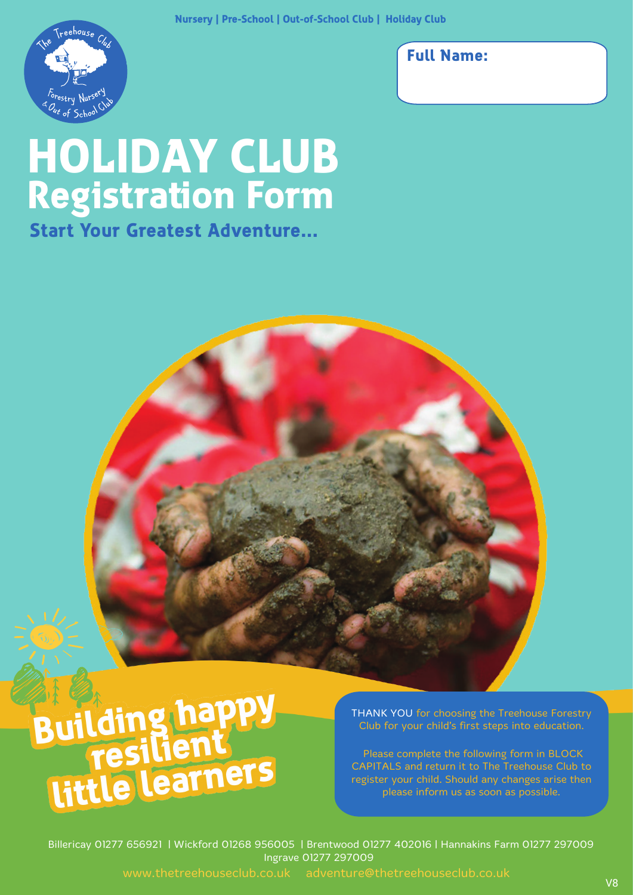Nursery | Pre-School | Out-of-School Club | Holiday Club

The Treehouse Club
Forestry Nursery & Out of School Club

**Full Name:**

# HOLIDAY CLUB
## Registration Form
### Start Your Greatest Adventure...

**Building happy resilient little learners**

THANK YOU for choosing the Treehouse Forestry Club for your child's first steps into education.

Please complete the following form in BLOCK CAPITALS and return it to The Treehouse Club to register your child. Should any changes arise then please inform us as soon as possible.

Billericay 01277 656921 | Wickford 01268 956005 | Brentwood 01277 402016 | Hannakins Farm 01277 297009
Ingrave 01277 297009

www.thetreehouseclub.co.uk adventure@thetreehouseclub.co.uk

V8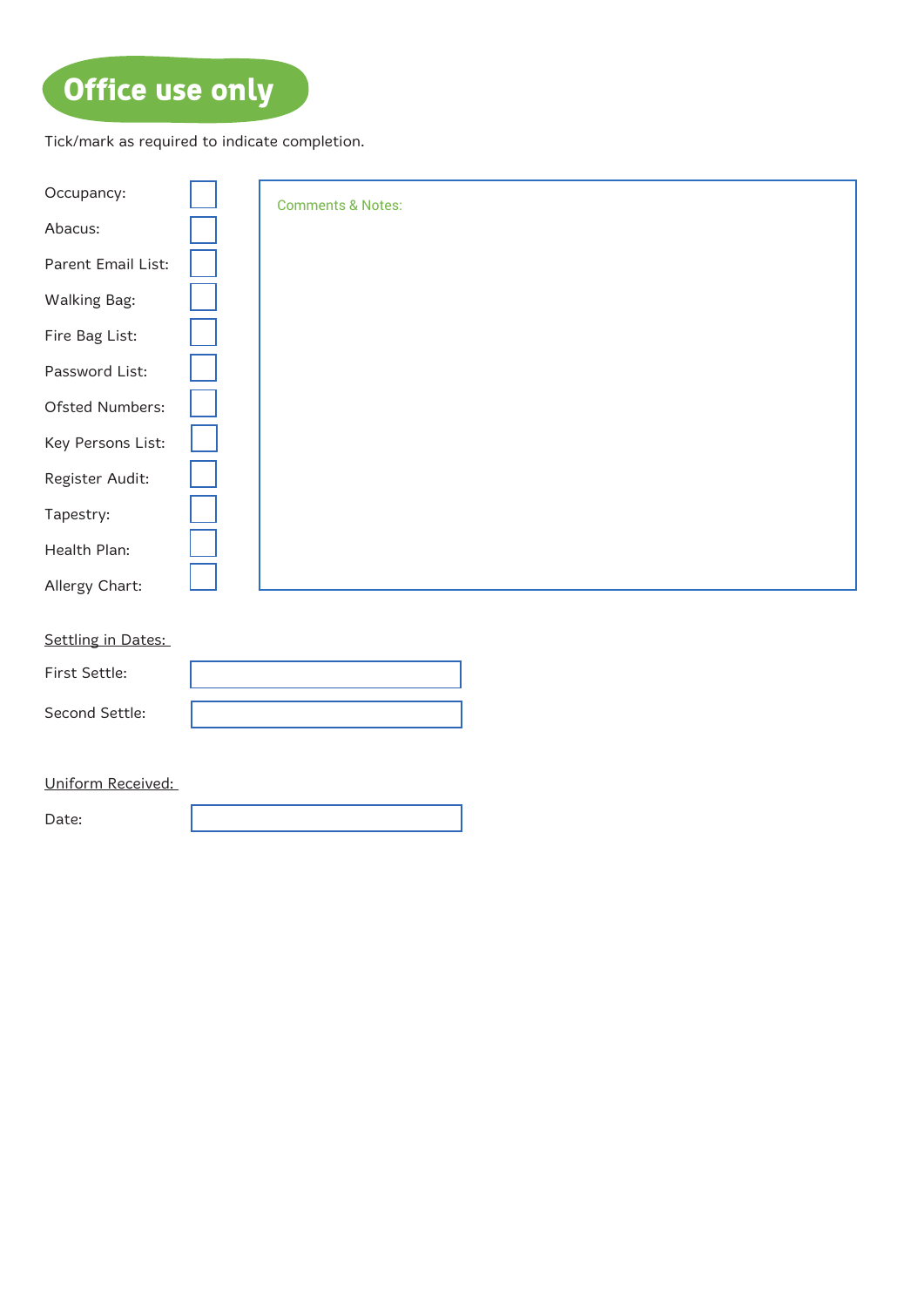# Office use only

Tick/mark as required to indicate completion.

| | |
|---|---|
| Occupancy: | ☐ |
| Abacus: | ☐ |
| Parent Email List: | ☐ |
| Walking Bag: | ☐ |
| Fire Bag List: | ☐ |
| Password List: | ☐ |
| Ofsted Numbers: | ☐ |
| Key Persons List: | ☐ |
| Register Audit: | ☐ |
| Tapestry: | ☐ |
| Health Plan: | ☐ |
| Allergy Chart: | ☐ |

Comments & Notes:

<u>Settling in Dates:</u>

First Settle: \_\_\_\_\_\_\_\_\_\_\_\_\_\_\_\_

Second Settle: \_\_\_\_\_\_\_\_\_\_\_\_\_\_\_\_

<u>Uniform Received:</u>

Date: \_\_\_\_\_\_\_\_\_\_\_\_\_\_\_\_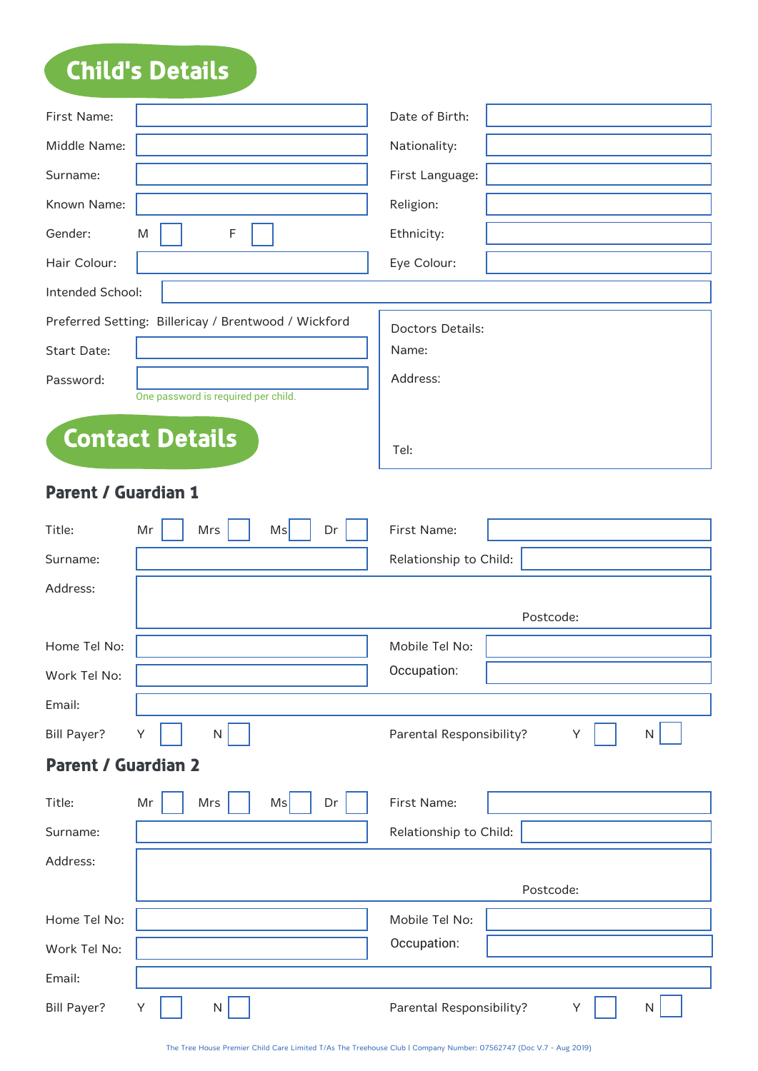## Child's Details

| | | | |
|---|---|---|---|
| First Name: | | Date of Birth: | |
| Middle Name: | | Nationality: | |
| Surname: | | First Language: | |
| Known Name: | | Religion: | |
| Gender: | M ☐ F ☐ | Ethnicity: | |
| Hair Colour: | | Eye Colour: | |

Intended School:

Preferred Setting: Billericay / Brentwood / Wickford

Start Date:

Password:

One password is required per child.

Doctors Details:

Name:

Address:

Tel:

## Contact Details

### Parent / Guardian 1

| | | | |
|---|---|---|---|
| Title: | Mr ☐ Mrs ☐ Ms ☐ Dr ☐ | First Name: | |
| Surname: | | Relationship to Child: | |

Address:

Postcode:

| | | | |
|---|---|---|---|
| Home Tel No: | | Mobile Tel No: | |
| Work Tel No: | | Occupation: | |

Email:

Bill Payer? Y ☐ N ☐

Parental Responsibility? Y ☐ N ☐

### Parent / Guardian 2

| | | | |
|---|---|---|---|
| Title: | Mr ☐ Mrs ☐ Ms ☐ Dr ☐ | First Name: | |
| Surname: | | Relationship to Child: | |

Address:

Postcode:

| | | | |
|---|---|---|---|
| Home Tel No: | | Mobile Tel No: | |
| Work Tel No: | | Occupation: | |

Email:

Bill Payer? Y ☐ N ☐

Parental Responsibility? Y ☐ N ☐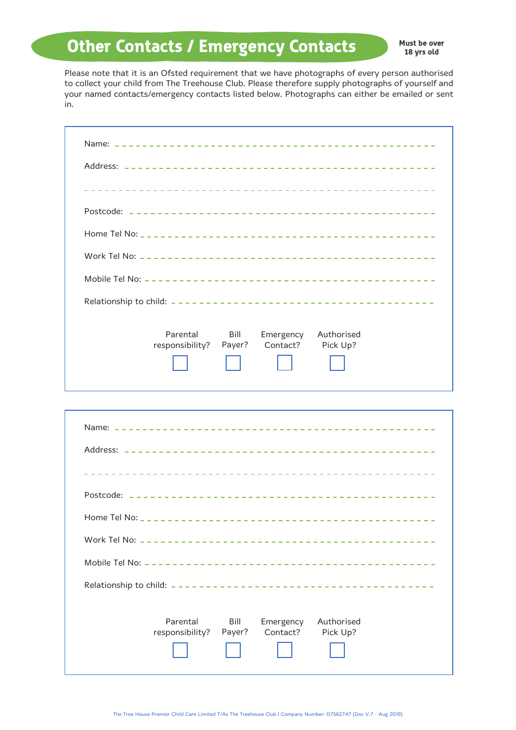# Other Contacts / Emergency Contacts

**Must be over 18 yrs old**

Please note that it is an Ofsted requirement that we have photographs of every person authorised to collect your child from The Treehouse Club. Please therefore supply photographs of yourself and your named contacts/emergency contacts listed below. Photographs can either be emailed or sent in.

Name: _______________________________________________

Address: _______________________________________________

_______________________________________________

Postcode: _______________________________________________

Home Tel No: _______________________________________________

Work Tel No: _______________________________________________

Mobile Tel No: _______________________________________________

Relationship to child: _______________________________________________

| Parental responsibility? | Bill Payer? | Emergency Contact? | Authorised Pick Up? |
|---|---|---|---|
| ☐ | ☐ | ☐ | ☐ |

Name: _______________________________________________

Address: _______________________________________________

_______________________________________________

Postcode: _______________________________________________

Home Tel No: _______________________________________________

Work Tel No: _______________________________________________

Mobile Tel No: _______________________________________________

Relationship to child: _______________________________________________

| Parental responsibility? | Bill Payer? | Emergency Contact? | Authorised Pick Up? |
|---|---|---|---|
| ☐ | ☐ | ☐ | ☐ |

The Tree House Premier Child Care Limited T/As The Treehouse Club | Company Number: 07562747 (Doc V.7 - Aug 2019)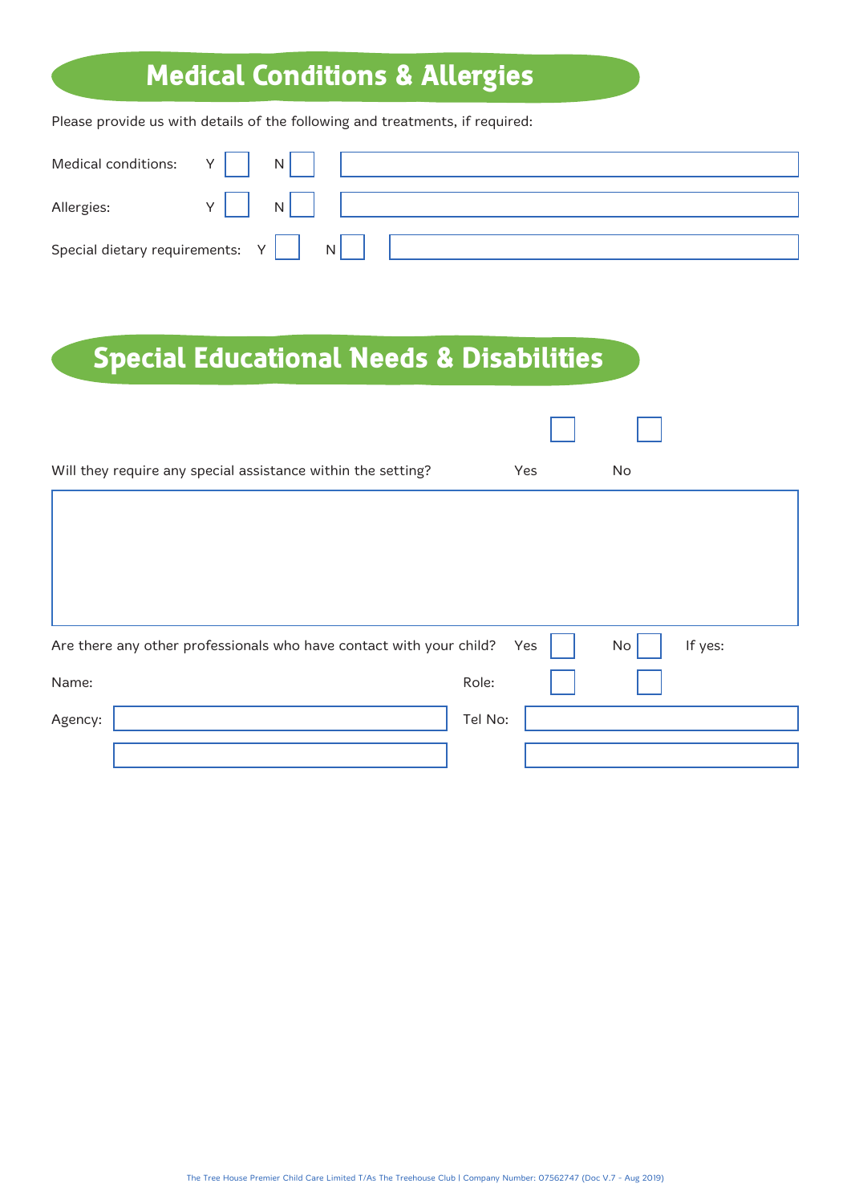# Medical Conditions & Allergies

Please provide us with details of the following and treatments, if required:

Medical conditions: Y ☐ N ☐ 

Allergies: Y ☐ N ☐ 

Special dietary requirements: Y ☐ N ☐ 

# Special Educational Needs & Disabilities

Will they require any special assistance within the setting? Yes ☐ No ☐

Are there any other professionals who have contact with your child? Yes ☐ No ☐ If yes:

Name: Role:

Agency: Tel No: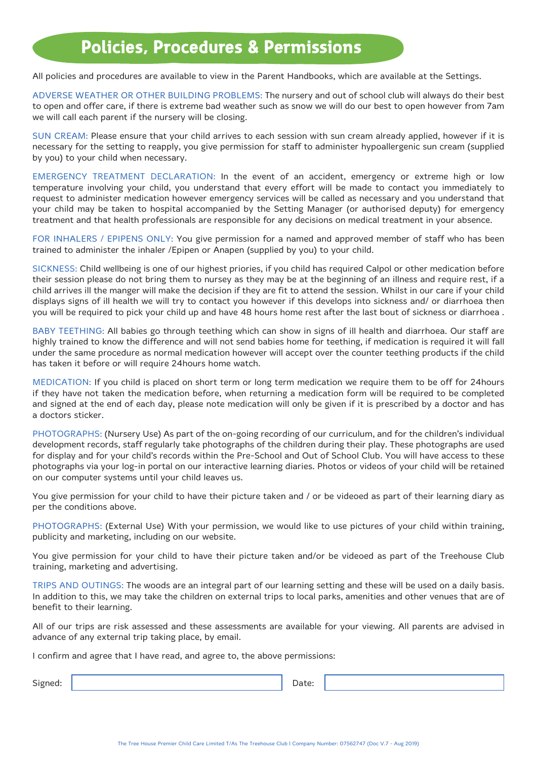# Policies, Procedures & Permissions

All policies and procedures are available to view in the Parent Handbooks, which are available at the Settings.

ADVERSE WEATHER OR OTHER BUILDING PROBLEMS: The nursery and out of school club will always do their best to open and offer care, if there is extreme bad weather such as snow we will do our best to open however from 7am we will call each parent if the nursery will be closing.

SUN CREAM: Please ensure that your child arrives to each session with sun cream already applied, however if it is necessary for the setting to reapply, you give permission for staff to administer hypoallergenic sun cream (supplied by you) to your child when necessary.

EMERGENCY TREATMENT DECLARATION: In the event of an accident, emergency or extreme high or low temperature involving your child, you understand that every effort will be made to contact you immediately to request to administer medication however emergency services will be called as necessary and you understand that your child may be taken to hospital accompanied by the Setting Manager (or authorised deputy) for emergency treatment and that health professionals are responsible for any decisions on medical treatment in your absence.

FOR INHALERS / EPIPENS ONLY: You give permission for a named and approved member of staff who has been trained to administer the inhaler /Epipen or Anapen (supplied by you) to your child.

SICKNESS: Child wellbeing is one of our highest priories, if you child has required Calpol or other medication before their session please do not bring them to nursey as they may be at the beginning of an illness and require rest, if a child arrives ill the manger will make the decision if they are fit to attend the session. Whilst in our care if your child displays signs of ill health we will try to contact you however if this develops into sickness and/ or diarrhoea then you will be required to pick your child up and have 48 hours home rest after the last bout of sickness or diarrhoea .

BABY TEETHING: All babies go through teething which can show in signs of ill health and diarrhoea. Our staff are highly trained to know the difference and will not send babies home for teething, if medication is required it will fall under the same procedure as normal medication however will accept over the counter teething products if the child has taken it before or will require 24hours home watch.

MEDICATION: If you child is placed on short term or long term medication we require them to be off for 24hours if they have not taken the medication before, when returning a medication form will be required to be completed and signed at the end of each day, please note medication will only be given if it is prescribed by a doctor and has a doctors sticker.

PHOTOGRAPHS: (Nursery Use) As part of the on-going recording of our curriculum, and for the children's individual development records, staff regularly take photographs of the children during their play. These photographs are used for display and for your child's records within the Pre-School and Out of School Club. You will have access to these photographs via your log-in portal on our interactive learning diaries. Photos or videos of your child will be retained on our computer systems until your child leaves us.

You give permission for your child to have their picture taken and / or be videoed as part of their learning diary as per the conditions above.

PHOTOGRAPHS: (External Use) With your permission, we would like to use pictures of your child within training, publicity and marketing, including on our website.

You give permission for your child to have their picture taken and/or be videoed as part of the Treehouse Club training, marketing and advertising.

TRIPS AND OUTINGS: The woods are an integral part of our learning setting and these will be used on a daily basis. In addition to this, we may take the children on external trips to local parks, amenities and other venues that are of benefit to their learning.

All of our trips are risk assessed and these assessments are available for your viewing. All parents are advised in advance of any external trip taking place, by email.

I confirm and agree that I have read, and agree to, the above permissions:

Signed: ____________________ Date: ____________________

The Tree House Premier Child Care Limited T/As The Treehouse Club | Company Number: 07562747 (Doc V.7 - Aug 2019)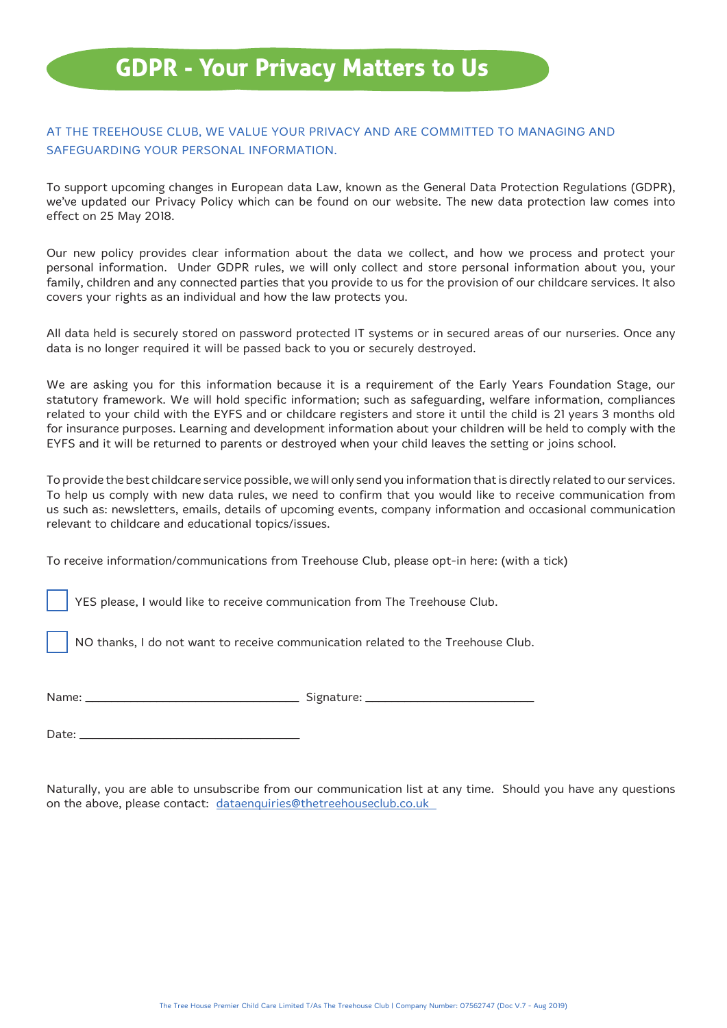# GDPR - Your Privacy Matters to Us

AT THE TREEHOUSE CLUB, WE VALUE YOUR PRIVACY AND ARE COMMITTED TO MANAGING AND SAFEGUARDING YOUR PERSONAL INFORMATION.

To support upcoming changes in European data Law, known as the General Data Protection Regulations (GDPR), we've updated our Privacy Policy which can be found on our website. The new data protection law comes into effect on 25 May 2018.

Our new policy provides clear information about the data we collect, and how we process and protect your personal information. Under GDPR rules, we will only collect and store personal information about you, your family, children and any connected parties that you provide to us for the provision of our childcare services. It also covers your rights as an individual and how the law protects you.

All data held is securely stored on password protected IT systems or in secured areas of our nurseries. Once any data is no longer required it will be passed back to you or securely destroyed.

We are asking you for this information because it is a requirement of the Early Years Foundation Stage, our statutory framework. We will hold specific information; such as safeguarding, welfare information, compliances related to your child with the EYFS and or childcare registers and store it until the child is 21 years 3 months old for insurance purposes. Learning and development information about your children will be held to comply with the EYFS and it will be returned to parents or destroyed when your child leaves the setting or joins school.

To provide the best childcare service possible, we will only send you information that is directly related to our services. To help us comply with new data rules, we need to confirm that you would like to receive communication from us such as: newsletters, emails, details of upcoming events, company information and occasional communication relevant to childcare and educational topics/issues.

To receive information/communications from Treehouse Club, please opt-in here: (with a tick)

☐ YES please, I would like to receive communication from The Treehouse Club.

☐ NO thanks, I do not want to receive communication related to the Treehouse Club.

Name: ______________________________ Signature: ________________________

Date: ______________________________

Naturally, you are able to unsubscribe from our communication list at any time. Should you have any questions on the above, please contact: dataenquiries@thetreehouseclub.co.uk

The Tree House Premier Child Care Limited T/As The Treehouse Club | Company Number: 07562747 (Doc V.7 - Aug 2019)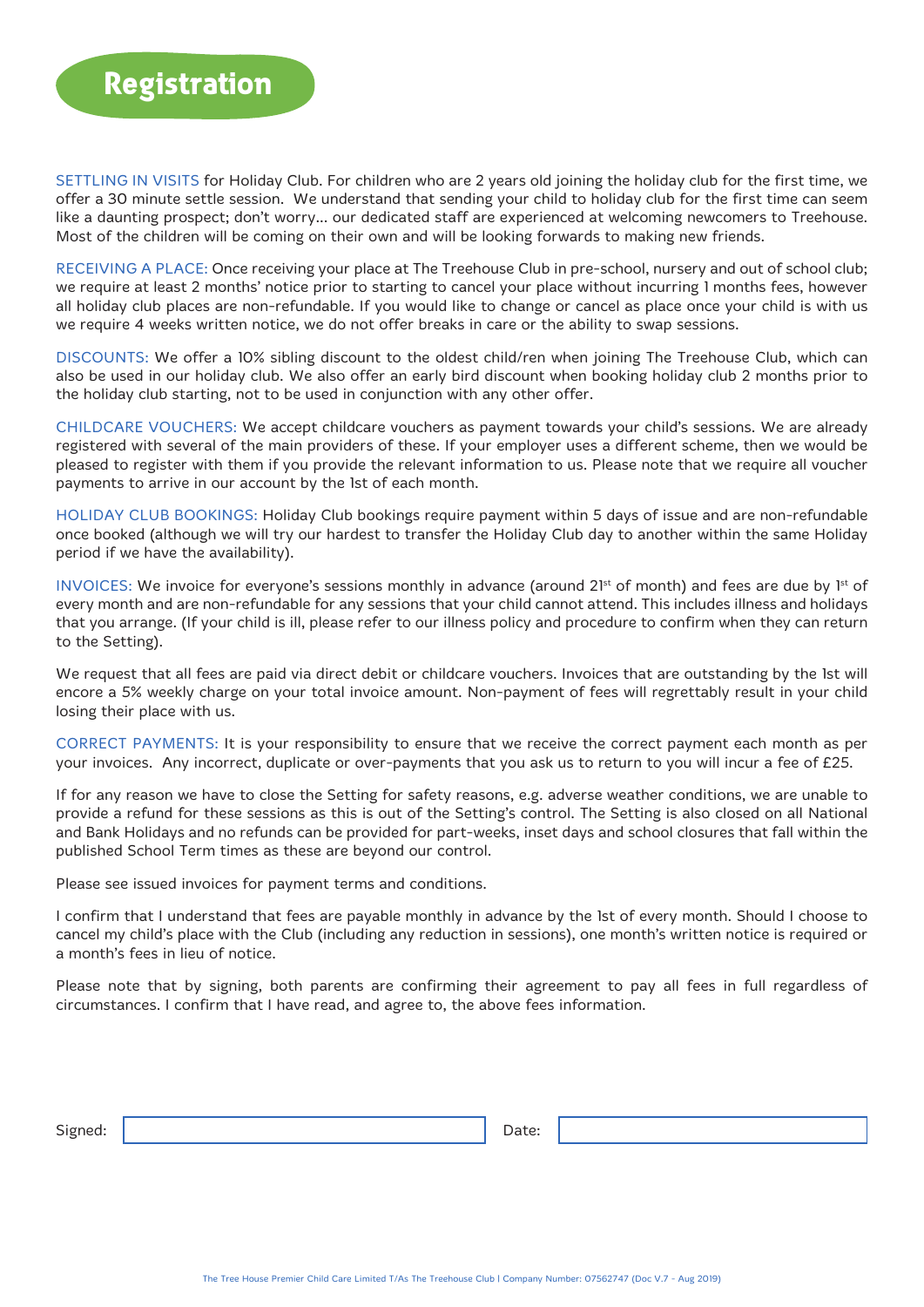# Registration

SETTLING IN VISITS for Holiday Club. For children who are 2 years old joining the holiday club for the first time, we offer a 30 minute settle session. We understand that sending your child to holiday club for the first time can seem like a daunting prospect; don't worry... our dedicated staff are experienced at welcoming newcomers to Treehouse. Most of the children will be coming on their own and will be looking forwards to making new friends.

RECEIVING A PLACE: Once receiving your place at The Treehouse Club in pre-school, nursery and out of school club; we require at least 2 months' notice prior to starting to cancel your place without incurring 1 months fees, however all holiday club places are non-refundable. If you would like to change or cancel as place once your child is with us we require 4 weeks written notice, we do not offer breaks in care or the ability to swap sessions.

DISCOUNTS: We offer a 10% sibling discount to the oldest child/ren when joining The Treehouse Club, which can also be used in our holiday club. We also offer an early bird discount when booking holiday club 2 months prior to the holiday club starting, not to be used in conjunction with any other offer.

CHILDCARE VOUCHERS: We accept childcare vouchers as payment towards your child's sessions. We are already registered with several of the main providers of these. If your employer uses a different scheme, then we would be pleased to register with them if you provide the relevant information to us. Please note that we require all voucher payments to arrive in our account by the 1st of each month.

HOLIDAY CLUB BOOKINGS: Holiday Club bookings require payment within 5 days of issue and are non-refundable once booked (although we will try our hardest to transfer the Holiday Club day to another within the same Holiday period if we have the availability).

INVOICES: We invoice for everyone's sessions monthly in advance (around 21st of month) and fees are due by 1st of every month and are non-refundable for any sessions that your child cannot attend. This includes illness and holidays that you arrange. (If your child is ill, please refer to our illness policy and procedure to confirm when they can return to the Setting).

We request that all fees are paid via direct debit or childcare vouchers. Invoices that are outstanding by the 1st will encore a 5% weekly charge on your total invoice amount. Non-payment of fees will regrettably result in your child losing their place with us.

CORRECT PAYMENTS: It is your responsibility to ensure that we receive the correct payment each month as per your invoices. Any incorrect, duplicate or over-payments that you ask us to return to you will incur a fee of £25.

If for any reason we have to close the Setting for safety reasons, e.g. adverse weather conditions, we are unable to provide a refund for these sessions as this is out of the Setting's control. The Setting is also closed on all National and Bank Holidays and no refunds can be provided for part-weeks, inset days and school closures that fall within the published School Term times as these are beyond our control.

Please see issued invoices for payment terms and conditions.

I confirm that I understand that fees are payable monthly in advance by the 1st of every month. Should I choose to cancel my child's place with the Club (including any reduction in sessions), one month's written notice is required or a month's fees in lieu of notice.

Please note that by signing, both parents are confirming their agreement to pay all fees in full regardless of circumstances. I confirm that I have read, and agree to, the above fees information.

Signed: ____________________ Date: ____________________

The Tree House Premier Child Care Limited T/As The Treehouse Club | Company Number: 07562747 (Doc V.7 - Aug 2019)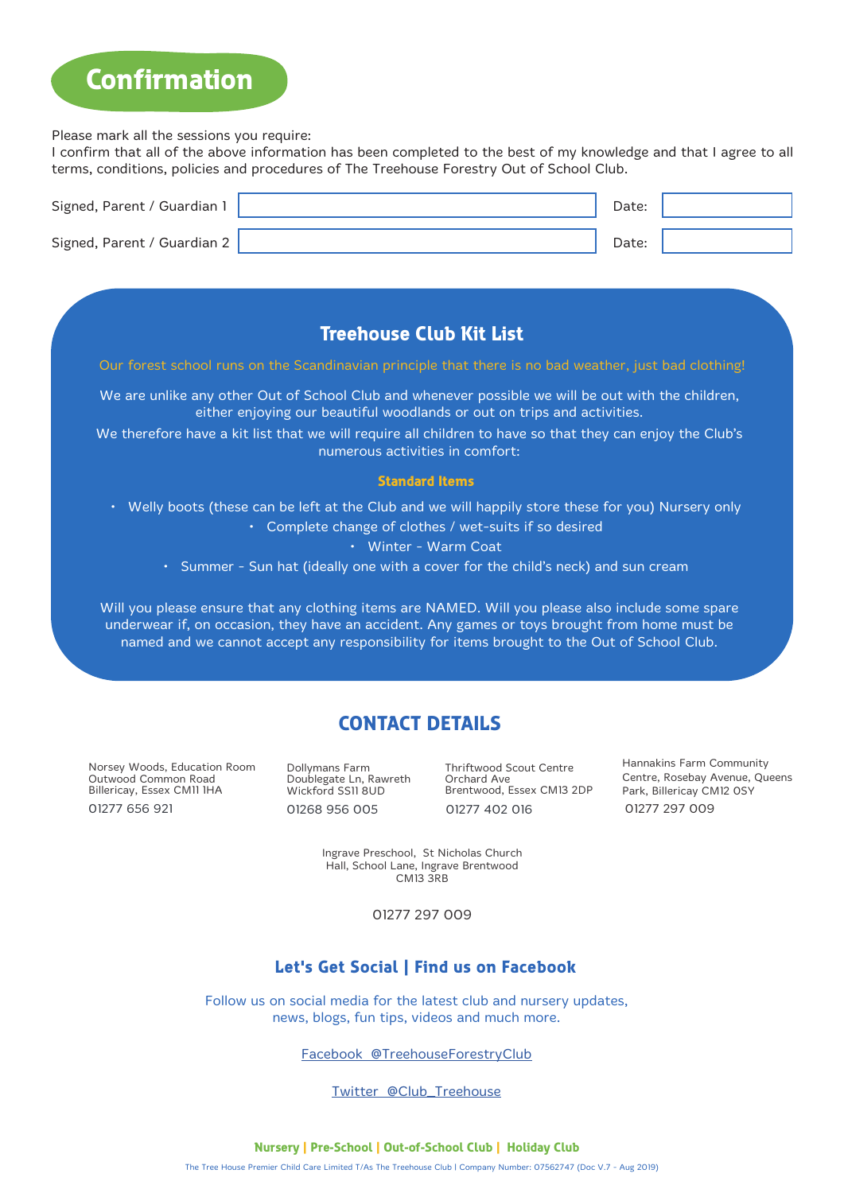## Confirmation

Please mark all the sessions you require:
I confirm that all of the above information has been completed to the best of my knowledge and that I agree to all terms, conditions, policies and procedures of The Treehouse Forestry Out of School Club.

| | | | |
|---|---|---|---|
| Signed, Parent / Guardian 1 | | Date: | |
| Signed, Parent / Guardian 2 | | Date: | |

## Treehouse Club Kit List

Our forest school runs on the Scandinavian principle that there is no bad weather, just bad clothing!

We are unlike any other Out of School Club and whenever possible we will be out with the children, either enjoying our beautiful woodlands or out on trips and activities.

We therefore have a kit list that we will require all children to have so that they can enjoy the Club's numerous activities in comfort:

### Standard Items

- Welly boots (these can be left at the Club and we will happily store these for you) Nursery only
- Complete change of clothes / wet-suits if so desired
- Winter - Warm Coat
- Summer - Sun hat (ideally one with a cover for the child's neck) and sun cream

Will you please ensure that any clothing items are NAMED. Will you please also include some spare underwear if, on occasion, they have an accident. Any games or toys brought from home must be named and we cannot accept any responsibility for items brought to the Out of School Club.

## CONTACT DETAILS

Norsey Woods, Education Room
Outwood Common Road
Billericay, Essex CM11 1HA
01277 656 921

Dollymans Farm
Doublegate Ln, Rawreth
Wickford SS11 8UD
01268 956 005

Thriftwood Scout Centre
Orchard Ave
Brentwood, Essex CM13 2DP
01277 402 016

Hannakins Farm Community Centre, Rosebay Avenue, Queens Park, Billericay CM12 0SY
01277 297 009

Ingrave Preschool, St Nicholas Church Hall, School Lane, Ingrave Brentwood CM13 3RB

01277 297 009

### Let's Get Social | Find us on Facebook

Follow us on social media for the latest club and nursery updates, news, blogs, fun tips, videos and much more.

Facebook @TreehouseForestryClub

Twitter @Club_Treehouse

**Nursery | Pre-School | Out-of-School Club | Holiday Club**

The Tree House Premier Child Care Limited T/As The Treehouse Club | Company Number: 07562747 (Doc V.7 - Aug 2019)